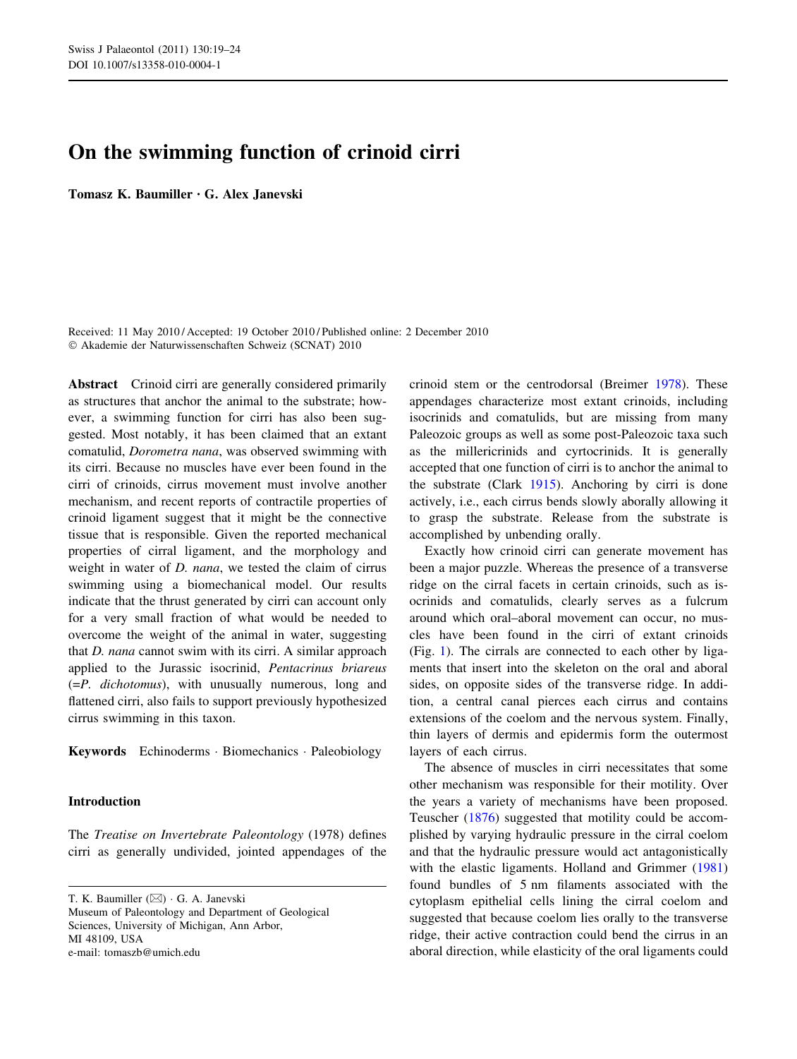# On the swimming function of crinoid cirri

**Tomasz K. Baumiller · G. Alex Janevski**

Received: 11 May 2010 / Accepted: 19 October 2010 / Published online: 2 December 2010
© Akademie der Naturwissenschaften Schweiz (SCNAT) 2010

**Abstract** Crinoid cirri are generally considered primarily as structures that anchor the animal to the substrate; however, a swimming function for cirri has also been suggested. Most notably, it has been claimed that an extant comatulid, *Dorometra nana*, was observed swimming with its cirri. Because no muscles have ever been found in the cirri of crinoids, cirrus movement must involve another mechanism, and recent reports of contractile properties of crinoid ligament suggest that it might be the connective tissue that is responsible. Given the reported mechanical properties of cirral ligament, and the morphology and weight in water of *D. nana*, we tested the claim of cirrus swimming using a biomechanical model. Our results indicate that the thrust generated by cirri can account only for a very small fraction of what would be needed to overcome the weight of the animal in water, suggesting that *D. nana* cannot swim with its cirri. A similar approach applied to the Jurassic isocrinid, *Pentacrinus briareus* (=*P. dichotomus*), with unusually numerous, long and flattened cirri, also fails to support previously hypothesized cirrus swimming in this taxon.

**Keywords** Echinoderms · Biomechanics · Paleobiology

## Introduction

The *Treatise on Invertebrate Paleontology* (1978) defines cirri as generally undivided, jointed appendages of the crinoid stem or the centrodorsal (Breimer 1978). These appendages characterize most extant crinoids, including isocrinids and comatulids, but are missing from many Paleozoic groups as well as some post-Paleozoic taxa such as the millericrinids and cyrtocrinids. It is generally accepted that one function of cirri is to anchor the animal to the substrate (Clark 1915). Anchoring by cirri is done actively, i.e., each cirrus bends slowly aborally allowing it to grasp the substrate. Release from the substrate is accomplished by unbending orally.

Exactly how crinoid cirri can generate movement has been a major puzzle. Whereas the presence of a transverse ridge on the cirral facets in certain crinoids, such as isocrinids and comatulids, clearly serves as a fulcrum around which oral–aboral movement can occur, no muscles have been found in the cirri of extant crinoids (Fig. 1). The cirrals are connected to each other by ligaments that insert into the skeleton on the oral and aboral sides, on opposite sides of the transverse ridge. In addition, a central canal pierces each cirrus and contains extensions of the coelom and the nervous system. Finally, thin layers of dermis and epidermis form the outermost layers of each cirrus.

The absence of muscles in cirri necessitates that some other mechanism was responsible for their motility. Over the years a variety of mechanisms have been proposed. Teuscher (1876) suggested that motility could be accomplished by varying hydraulic pressure in the cirral coelom and that the hydraulic pressure would act antagonistically with the elastic ligaments. Holland and Grimmer (1981) found bundles of 5 nm filaments associated with the cytoplasm epithelial cells lining the cirral coelom and suggested that because coelom lies orally to the transverse ridge, their active contraction could bend the cirrus in an aboral direction, while elasticity of the oral ligaments could

T. K. Baumiller (✉) · G. A. Janevski
Museum of Paleontology and Department of Geological Sciences, University of Michigan, Ann Arbor, MI 48109, USA
e-mail: tomaszb@umich.edu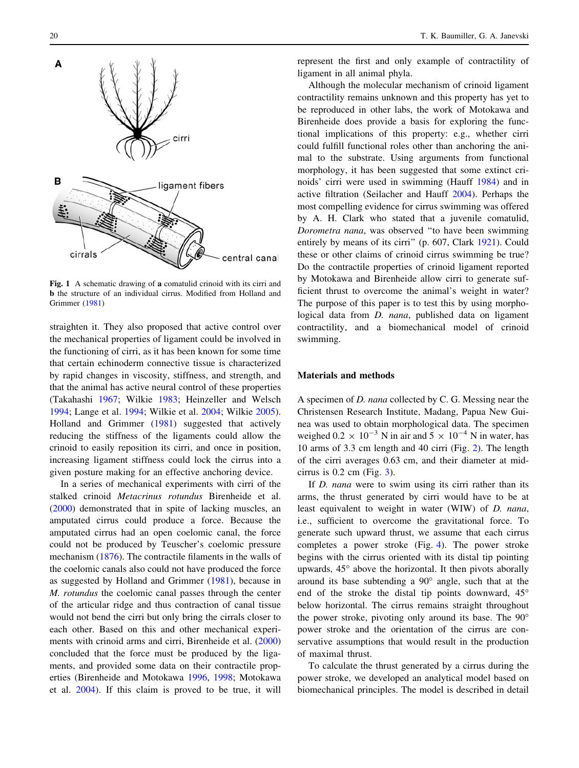Fig. 1 A schematic drawing of **a** comatulid crinoid with its cirri and **b** the structure of an individual cirrus. Modified from Holland and Grimmer (1981)

straighten it. They also proposed that active control over the mechanical properties of ligament could be involved in the functioning of cirri, as it has been known for some time that certain echinoderm connective tissue is characterized by rapid changes in viscosity, stiffness, and strength, and that the animal has active neural control of these properties (Takahashi 1967; Wilkie 1983; Heinzeller and Welsch 1994; Lange et al. 1994; Wilkie et al. 2004; Wilkie 2005). Holland and Grimmer (1981) suggested that actively reducing the stiffness of the ligaments could allow the crinoid to easily reposition its cirri, and once in position, increasing ligament stiffness could lock the cirrus into a given posture making for an effective anchoring device.

In a series of mechanical experiments with cirri of the stalked crinoid *Metacrinus rotundus* Birenheide et al. (2000) demonstrated that in spite of lacking muscles, an amputated cirrus could produce a force. Because the amputated cirrus had an open coelomic canal, the force could not be produced by Teuscher's coelomic pressure mechanism (1876). The contractile filaments in the walls of the coelomic canals also could not have produced the force as suggested by Holland and Grimmer (1981), because in *M. rotundus* the coelomic canal passes through the center of the articular ridge and thus contraction of canal tissue would not bend the cirri but only bring the cirrals closer to each other. Based on this and other mechanical experiments with crinoid arms and cirri, Birenheide et al. (2000) concluded that the force must be produced by the ligaments, and provided some data on their contractile properties (Birenheide and Motokawa 1996, 1998; Motokawa et al. 2004). If this claim is proved to be true, it will represent the first and only example of contractility of ligament in all animal phyla.

Although the molecular mechanism of crinoid ligament contractility remains unknown and this property has yet to be reproduced in other labs, the work of Motokawa and Birenheide does provide a basis for exploring the functional implications of this property: e.g., whether cirri could fulfill functional roles other than anchoring the animal to the substrate. Using arguments from functional morphology, it has been suggested that some extinct crinoids' cirri were used in swimming (Hauff 1984) and in active filtration (Seilacher and Hauff 2004). Perhaps the most compelling evidence for cirrus swimming was offered by A. H. Clark who stated that a juvenile comatulid, *Dorometra nana*, was observed "to have been swimming entirely by means of its cirri" (p. 607, Clark 1921). Could these or other claims of crinoid cirrus swimming be true? Do the contractile properties of crinoid ligament reported by Motokawa and Birenheide allow cirri to generate sufficient thrust to overcome the animal's weight in water? The purpose of this paper is to test this by using morphological data from *D. nana*, published data on ligament contractility, and a biomechanical model of crinoid swimming.

## Materials and methods

A specimen of *D. nana* collected by C. G. Messing near the Christensen Research Institute, Madang, Papua New Guinea was used to obtain morphological data. The specimen weighed $0.2 \times 10^{-3}$ N in air and $5 \times 10^{-4}$ N in water, has 10 arms of 3.3 cm length and 40 cirri (Fig. 2). The length of the cirri averages 0.63 cm, and their diameter at mid-cirrus is 0.2 cm (Fig. 3).

If *D. nana* were to swim using its cirri rather than its arms, the thrust generated by cirri would have to be at least equivalent to weight in water (WIW) of *D. nana*, i.e., sufficient to overcome the gravitational force. To generate such upward thrust, we assume that each cirrus completes a power stroke (Fig. 4). The power stroke begins with the cirrus oriented with its distal tip pointing upwards, 45° above the horizontal. It then pivots aborally around its base subtending a 90° angle, such that at the end of the stroke the distal tip points downward, 45° below horizontal. The cirrus remains straight throughout the power stroke, pivoting only around its base. The 90° power stroke and the orientation of the cirrus are conservative assumptions that would result in the production of maximal thrust.

To calculate the thrust generated by a cirrus during the power stroke, we developed an analytical model based on biomechanical principles. The model is described in detail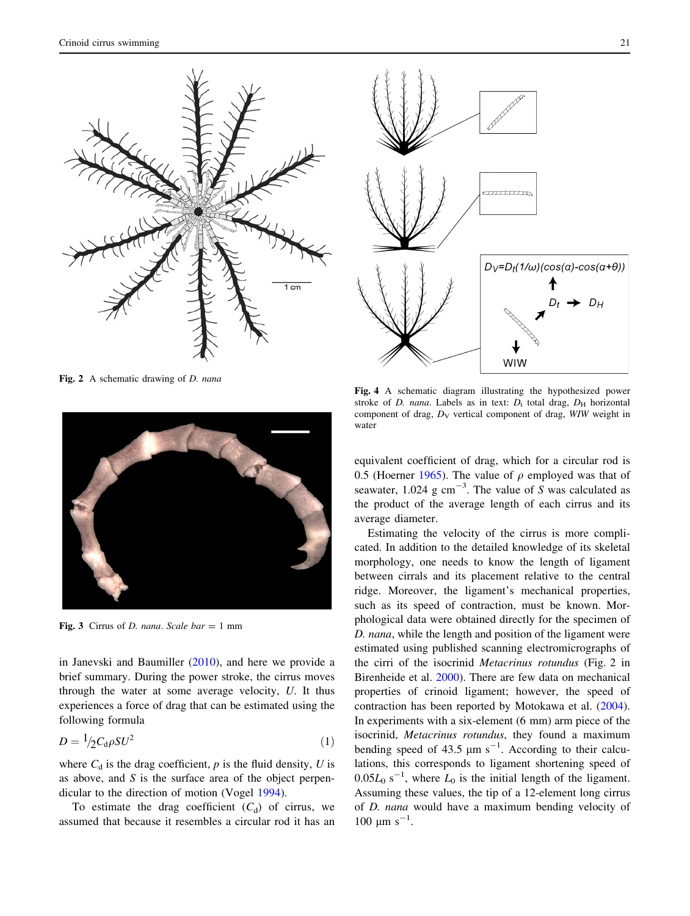Fig. 2 A schematic drawing of *D. nana*

Fig. 3 Cirrus of *D. nana*. *Scale bar* = 1 mm

Fig. 4 A schematic diagram illustrating the hypothesized power stroke of *D. nana*. Labels as in text: $D_t$ total drag, $D_H$ horizontal component of drag, $D_V$ vertical component of drag, *WIW* weight in water

in Janevski and Baumiller (2010), and here we provide a brief summary. During the power stroke, the cirrus moves through the water at some average velocity, $U$. It thus experiences a force of drag that can be estimated using the following formula

$$D = {}^1\!/_2 C_d \rho S U^2 \tag{1}$$

where $C_d$ is the drag coefficient, $p$ is the fluid density, $U$ is as above, and $S$ is the surface area of the object perpendicular to the direction of motion (Vogel 1994).

To estimate the drag coefficient ($C_d$) of cirrus, we assumed that because it resembles a circular rod it has an equivalent coefficient of drag, which for a circular rod is 0.5 (Hoerner 1965). The value of $\rho$ employed was that of seawater, 1.024 g cm$^{-3}$. The value of $S$ was calculated as the product of the average length of each cirrus and its average diameter.

Estimating the velocity of the cirrus is more complicated. In addition to the detailed knowledge of its skeletal morphology, one needs to know the length of ligament between cirrals and its placement relative to the central ridge. Moreover, the ligament's mechanical properties, such as its speed of contraction, must be known. Morphological data were obtained directly for the specimen of *D. nana*, while the length and position of the ligament were estimated using published scanning electromicrographs of the cirri of the isocrinid *Metacrinus rotundus* (Fig. 2 in Birenheide et al. 2000). There are few data on mechanical properties of crinoid ligament; however, the speed of contraction has been reported by Motokawa et al. (2004). In experiments with a six-element (6 mm) arm piece of the isocrinid, *Metacrinus rotundus*, they found a maximum bending speed of 43.5 μm s$^{-1}$. According to their calculations, this corresponds to ligament shortening speed of $0.05L_0$ s$^{-1}$, where $L_0$ is the initial length of the ligament. Assuming these values, the tip of a 12-element long cirrus of *D. nana* would have a maximum bending velocity of 100 μm s$^{-1}$.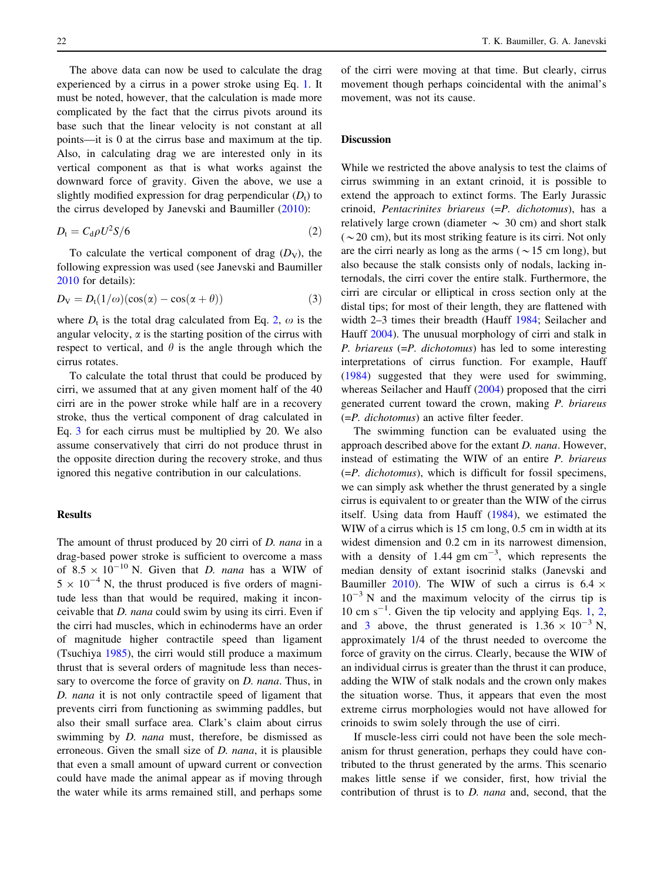The above data can now be used to calculate the drag experienced by a cirrus in a power stroke using Eq. 1. It must be noted, however, that the calculation is made more complicated by the fact that the cirrus pivots around its base such that the linear velocity is not constant at all points—it is 0 at the cirrus base and maximum at the tip. Also, in calculating drag we are interested only in its vertical component as that is what works against the downward force of gravity. Given the above, we use a slightly modified expression for drag perpendicular ($D_t$) to the cirrus developed by Janevski and Baumiller (2010):

$$D_t = C_d \rho U^2 S/6 \tag{2}$$

To calculate the vertical component of drag ($D_V$), the following expression was used (see Janevski and Baumiller 2010 for details):

$$D_V = D_t(1/\omega)(\cos(\alpha) - \cos(\alpha + \theta)) \tag{3}$$

where $D_t$ is the total drag calculated from Eq. 2, $\omega$ is the angular velocity, $\alpha$ is the starting position of the cirrus with respect to vertical, and $\theta$ is the angle through which the cirrus rotates.

To calculate the total thrust that could be produced by cirri, we assumed that at any given moment half of the 40 cirri are in the power stroke while half are in a recovery stroke, thus the vertical component of drag calculated in Eq. 3 for each cirrus must be multiplied by 20. We also assume conservatively that cirri do not produce thrust in the opposite direction during the recovery stroke, and thus ignored this negative contribution in our calculations.

## Results

The amount of thrust produced by 20 cirri of *D. nana* in a drag-based power stroke is sufficient to overcome a mass of $8.5 \times 10^{-10}$ N. Given that *D. nana* has a WIW of $5 \times 10^{-4}$ N, the thrust produced is five orders of magnitude less than that would be required, making it inconceivable that *D. nana* could swim by using its cirri. Even if the cirri had muscles, which in echinoderms have an order of magnitude higher contractile speed than ligament (Tsuchiya 1985), the cirri would still produce a maximum thrust that is several orders of magnitude less than necessary to overcome the force of gravity on *D. nana*. Thus, in *D. nana* it is not only contractile speed of ligament that prevents cirri from functioning as swimming paddles, but also their small surface area. Clark's claim about cirrus swimming by *D. nana* must, therefore, be dismissed as erroneous. Given the small size of *D. nana*, it is plausible that even a small amount of upward current or convection could have made the animal appear as if moving through the water while its arms remained still, and perhaps some of the cirri were moving at that time. But clearly, cirrus movement though perhaps coincidental with the animal's movement, was not its cause.

## Discussion

While we restricted the above analysis to test the claims of cirrus swimming in an extant crinoid, it is possible to extend the approach to extinct forms. The Early Jurassic crinoid, *Pentacrinites briareus* (=*P. dichotomus*), has a relatively large crown (diameter ~ 30 cm) and short stalk (~20 cm), but its most striking feature is its cirri. Not only are the cirri nearly as long as the arms (~15 cm long), but also because the stalk consists only of nodals, lacking internodals, the cirri cover the entire stalk. Furthermore, the cirri are circular or elliptical in cross section only at the distal tips; for most of their length, they are flattened with width 2–3 times their breadth (Hauff 1984; Seilacher and Hauff 2004). The unusual morphology of cirri and stalk in *P. briareus* (=*P. dichotomus*) has led to some interesting interpretations of cirrus function. For example, Hauff (1984) suggested that they were used for swimming, whereas Seilacher and Hauff (2004) proposed that the cirri generated current toward the crown, making *P. briareus* (=*P. dichotomus*) an active filter feeder.

The swimming function can be evaluated using the approach described above for the extant *D. nana*. However, instead of estimating the WIW of an entire *P. briareus* (=*P. dichotomus*), which is difficult for fossil specimens, we can simply ask whether the thrust generated by a single cirrus is equivalent to or greater than the WIW of the cirrus itself. Using data from Hauff (1984), we estimated the WIW of a cirrus which is 15 cm long, 0.5 cm in width at its widest dimension and 0.2 cm in its narrowest dimension, with a density of 1.44 gm cm$^{-3}$, which represents the median density of extant isocrinid stalks (Janevski and Baumiller 2010). The WIW of such a cirrus is $6.4 \times 10^{-3}$ N and the maximum velocity of the cirrus tip is 10 cm s$^{-1}$. Given the tip velocity and applying Eqs. 1, 2, and 3 above, the thrust generated is $1.36 \times 10^{-3}$ N, approximately 1/4 of the thrust needed to overcome the force of gravity on the cirrus. Clearly, because the WIW of an individual cirrus is greater than the thrust it can produce, adding the WIW of stalk nodals and the crown only makes the situation worse. Thus, it appears that even the most extreme cirrus morphologies would not have allowed for crinoids to swim solely through the use of cirri.

If muscle-less cirri could not have been the sole mechanism for thrust generation, perhaps they could have contributed to the thrust generated by the arms. This scenario makes little sense if we consider, first, how trivial the contribution of thrust is to *D. nana* and, second, that the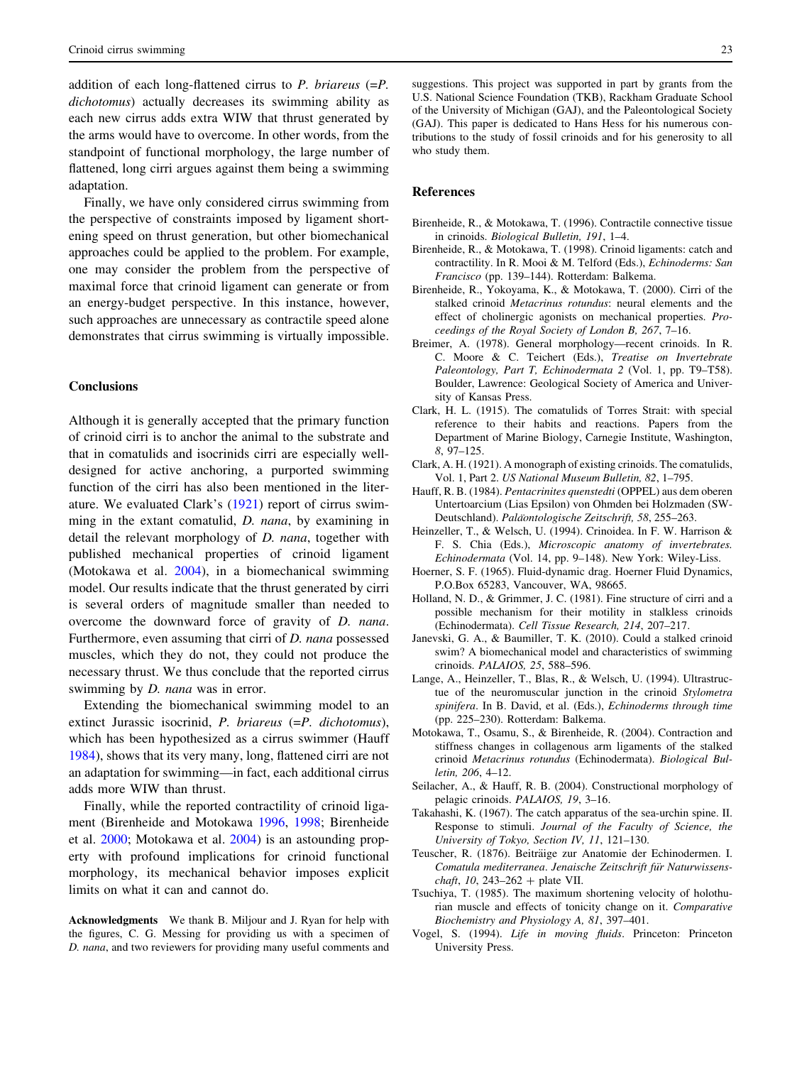addition of each long-flattened cirrus to *P. briareus* (=*P. dichotomus*) actually decreases its swimming ability as each new cirrus adds extra WIW that thrust generated by the arms would have to overcome. In other words, from the standpoint of functional morphology, the large number of flattened, long cirri argues against them being a swimming adaptation.

Finally, we have only considered cirrus swimming from the perspective of constraints imposed by ligament shortening speed on thrust generation, but other biomechanical approaches could be applied to the problem. For example, one may consider the problem from the perspective of maximal force that crinoid ligament can generate or from an energy-budget perspective. In this instance, however, such approaches are unnecessary as contractile speed alone demonstrates that cirrus swimming is virtually impossible.

## Conclusions

Although it is generally accepted that the primary function of crinoid cirri is to anchor the animal to the substrate and that in comatulids and isocrinids cirri are especially well-designed for active anchoring, a purported swimming function of the cirri has also been mentioned in the literature. We evaluated Clark's (1921) report of cirrus swimming in the extant comatulid, *D. nana*, by examining in detail the relevant morphology of *D. nana*, together with published mechanical properties of crinoid ligament (Motokawa et al. 2004), in a biomechanical swimming model. Our results indicate that the thrust generated by cirri is several orders of magnitude smaller than needed to overcome the downward force of gravity of *D. nana*. Furthermore, even assuming that cirri of *D. nana* possessed muscles, which they do not, they could not produce the necessary thrust. We thus conclude that the reported cirrus swimming by *D. nana* was in error.

Extending the biomechanical swimming model to an extinct Jurassic isocrinid, *P. briareus* (=*P. dichotomus*), which has been hypothesized as a cirrus swimmer (Hauff 1984), shows that its very many, long, flattened cirri are not an adaptation for swimming—in fact, each additional cirrus adds more WIW than thrust.

Finally, while the reported contractility of crinoid ligament (Birenheide and Motokawa 1996, 1998; Birenheide et al. 2000; Motokawa et al. 2004) is an astounding property with profound implications for crinoid functional morphology, its mechanical behavior imposes explicit limits on what it can and cannot do.

**Acknowledgments** We thank B. Miljour and J. Ryan for help with the figures, C. G. Messing for providing us with a specimen of *D. nana*, and two reviewers for providing many useful comments and suggestions. This project was supported in part by grants from the U.S. National Science Foundation (TKB), Rackham Graduate School of the University of Michigan (GAJ), and the Paleontological Society (GAJ). This paper is dedicated to Hans Hess for his numerous contributions to the study of fossil crinoids and for his generosity to all who study them.

## References

Birenheide, R., & Motokawa, T. (1996). Contractile connective tissue in crinoids. *Biological Bulletin, 191*, 1–4.

Birenheide, R., & Motokawa, T. (1998). Crinoid ligaments: catch and contractility. In R. Mooi & M. Telford (Eds.), *Echinoderms: San Francisco* (pp. 139–144). Rotterdam: Balkema.

Birenheide, R., Yokoyama, K., & Motokawa, T. (2000). Cirri of the stalked crinoid *Metacrinus rotundus*: neural elements and the effect of cholinergic agonists on mechanical properties. *Proceedings of the Royal Society of London B, 267*, 7–16.

Breimer, A. (1978). General morphology—recent crinoids. In R. C. Moore & C. Teichert (Eds.), *Treatise on Invertebrate Paleontology, Part T, Echinodermata 2* (Vol. 1, pp. T9–T58). Boulder, Lawrence: Geological Society of America and University of Kansas Press.

Clark, H. L. (1915). The comatulids of Torres Strait: with special reference to their habits and reactions. Papers from the Department of Marine Biology, Carnegie Institute, Washington, *8*, 97–125.

Clark, A. H. (1921). A monograph of existing crinoids. The comatulids, Vol. 1, Part 2. *US National Museum Bulletin, 82*, 1–795.

Hauff, R. B. (1984). *Pentacrinites quenstedti* (OPPEL) aus dem oberen Untertoarcium (Lias Epsilon) von Ohmden bei Holzmaden (SW-Deutschland). *Paläontologische Zeitschrift, 58*, 255–263.

Heinzeller, T., & Welsch, U. (1994). Crinoidea. In F. W. Harrison & F. S. Chia (Eds.), *Microscopic anatomy of invertebrates. Echinodermata* (Vol. 14, pp. 9–148). New York: Wiley-Liss.

Hoerner, S. F. (1965). Fluid-dynamic drag. Hoerner Fluid Dynamics, P.O.Box 65283, Vancouver, WA, 98665.

Holland, N. D., & Grimmer, J. C. (1981). Fine structure of cirri and a possible mechanism for their motility in stalkless crinoids (Echinodermata). *Cell Tissue Research, 214*, 207–217.

Janevski, G. A., & Baumiller, T. K. (2010). Could a stalked crinoid swim? A biomechanical model and characteristics of swimming crinoids. *PALAIOS, 25*, 588–596.

Lange, A., Heinzeller, T., Blas, R., & Welsch, U. (1994). Ultrastructue of the neuromuscular junction in the crinoid *Stylometra spinifera*. In B. David, et al. (Eds.), *Echinoderms through time* (pp. 225–230). Rotterdam: Balkema.

Motokawa, T., Osamu, S., & Birenheide, R. (2004). Contraction and stiffness changes in collagenous arm ligaments of the stalked crinoid *Metacrinus rotundus* (Echinodermata). *Biological Bulletin, 206*, 4–12.

Seilacher, A., & Hauff, R. B. (2004). Constructional morphology of pelagic crinoids. *PALAIOS, 19*, 3–16.

Takahashi, K. (1967). The catch apparatus of the sea-urchin spine. II. Response to stimuli. *Journal of the Faculty of Science, the University of Tokyo, Section IV, 11*, 121–130.

Teuscher, R. (1876). Beiträige zur Anatomie der Echinodermen. I. *Comatula mediterranea*. *Jenaische Zeitschrift für Naturwissenschaft, 10*, 243–262 + plate VII.

Tsuchiya, T. (1985). The maximum shortening velocity of holothurian muscle and effects of tonicity change on it. *Comparative Biochemistry and Physiology A, 81*, 397–401.

Vogel, S. (1994). *Life in moving fluids*. Princeton: Princeton University Press.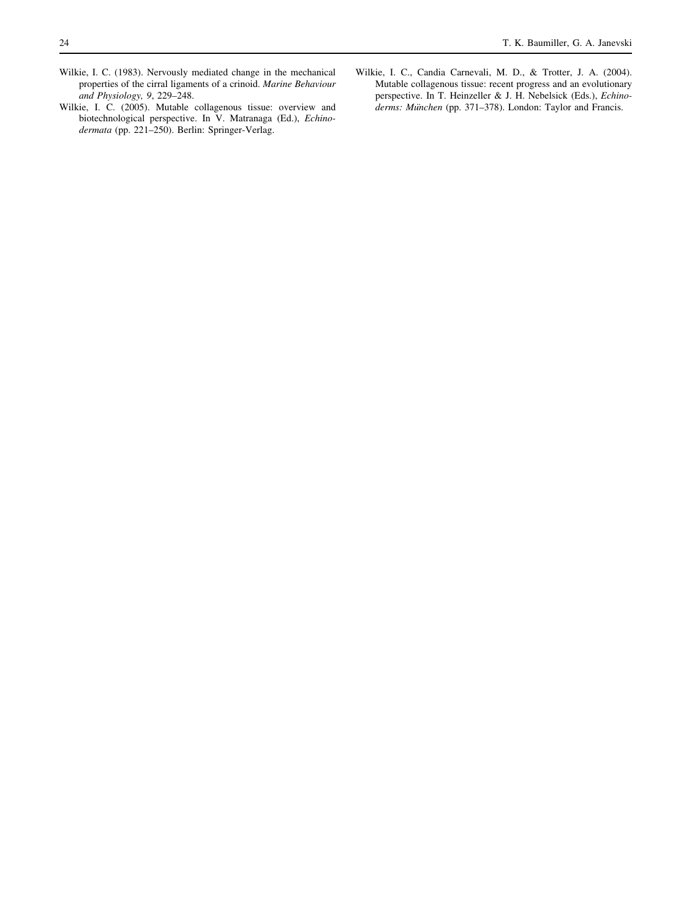Wilkie, I. C. (1983). Nervously mediated change in the mechanical properties of the cirral ligaments of a crinoid. *Marine Behaviour and Physiology, 9*, 229–248.

Wilkie, I. C. (2005). Mutable collagenous tissue: overview and biotechnological perspective. In V. Matranaga (Ed.), *Echinodermata* (pp. 221–250). Berlin: Springer-Verlag.

Wilkie, I. C., Candia Carnevali, M. D., & Trotter, J. A. (2004). Mutable collagenous tissue: recent progress and an evolutionary perspective. In T. Heinzeller & J. H. Nebelsick (Eds.), *Echinoderms: München* (pp. 371–378). London: Taylor and Francis.